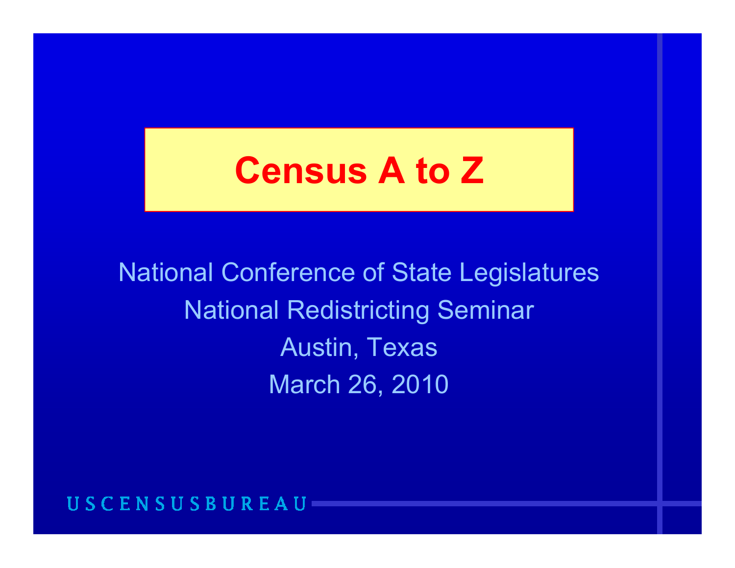# Census A to Z

National Conference of State Legislatures

National Redistricting Seminar

Austin, Texas

March 26, 2010

USCENSUSBUREAU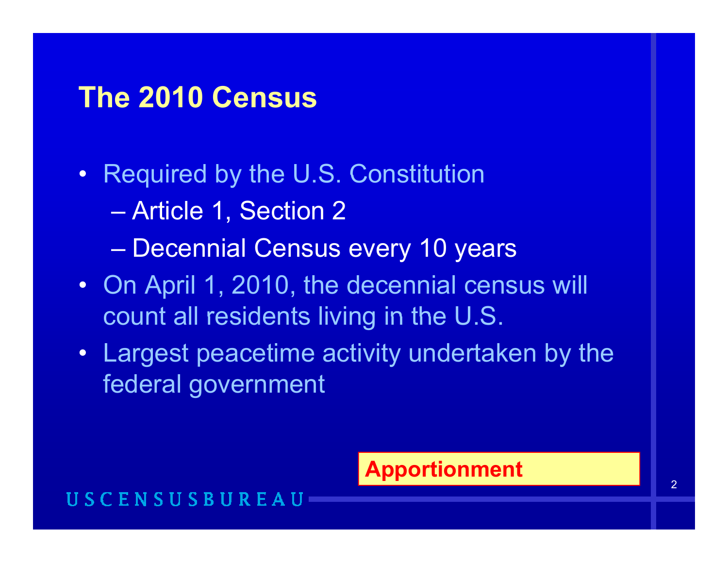# The 2010 Census

- Required by the U.S. Constitution
  - Article 1, Section 2
  - Decennial Census every 10 years
- On April 1, 2010, the decennial census will count all residents living in the U.S.
- Largest peacetime activity undertaken by the federal government

**Apportionment**

USCENSUSBUREAU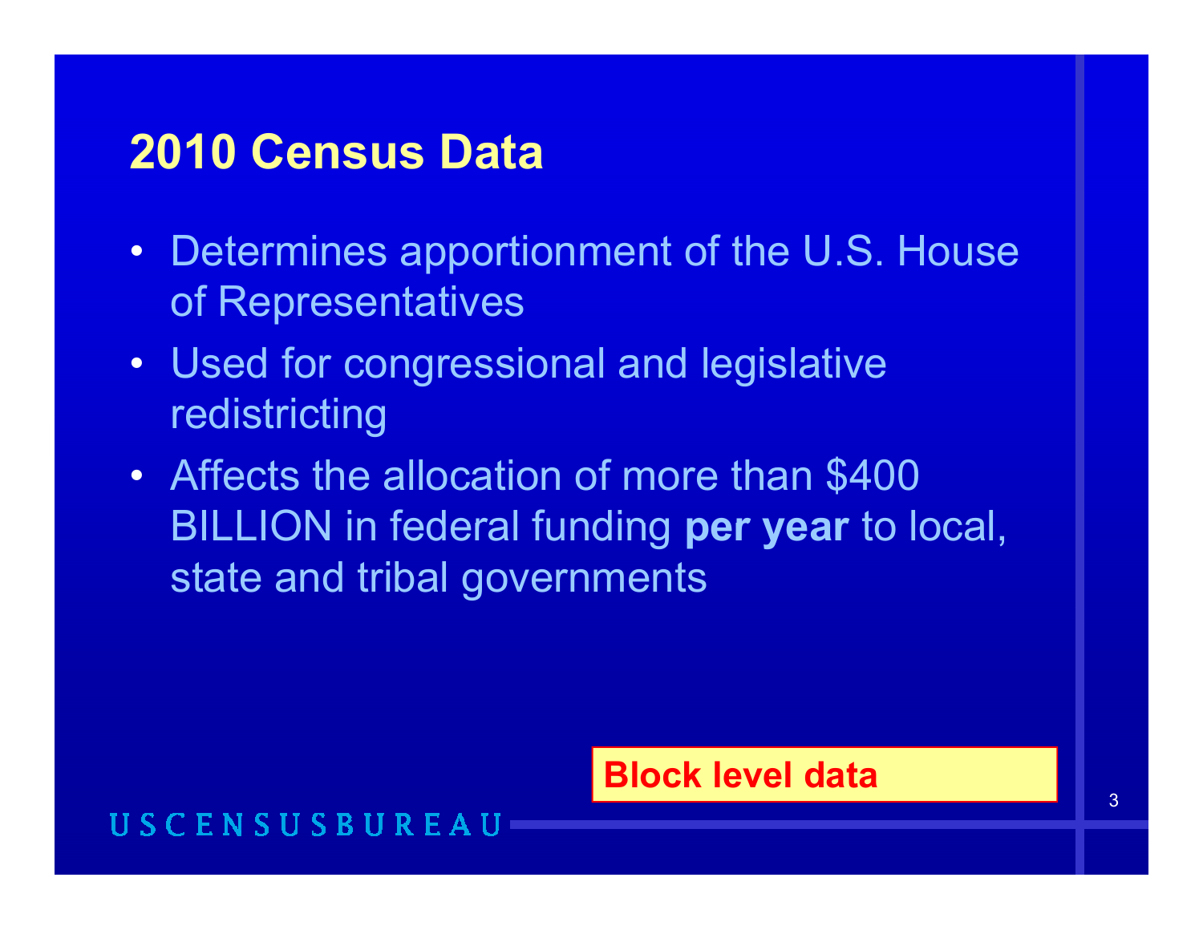# 2010 Census Data

- Determines apportionment of the U.S. House of Representatives
- Used for congressional and legislative redistricting
- Affects the allocation of more than $400 BILLION in federal funding **per year** to local, state and tribal governments

**Block level data**

USCENSUSBUREAU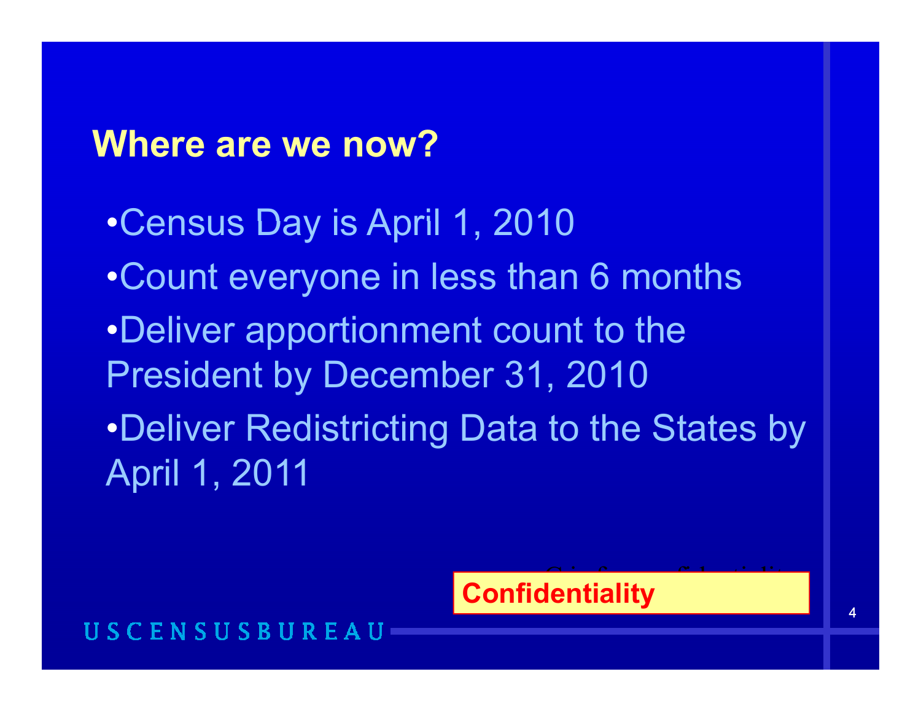## Where are we now?

- Census Day is April 1, 2010
- Count everyone in less than 6 months
- Deliver apportionment count to the President by December 31, 2010
- Deliver Redistricting Data to the States by April 1, 2011

**Confidentiality**

U S C E N S U S B U R E A U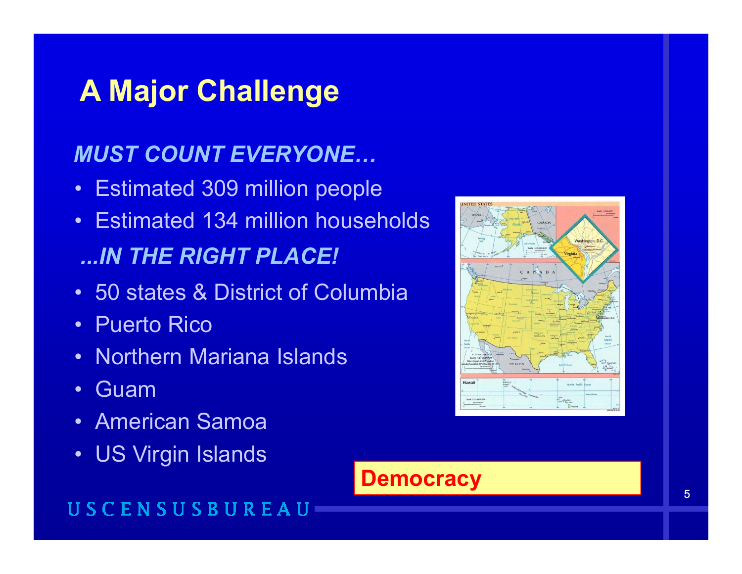# A Major Challenge

***MUST COUNT EVERYONE…***

- Estimated 309 million people
- Estimated 134 million households

***...IN THE RIGHT PLACE!***

- 50 states & District of Columbia
- Puerto Rico
- Northern Mariana Islands
- Guam
- American Samoa
- US Virgin Islands

**Democracy**

USCENSUSBUREAU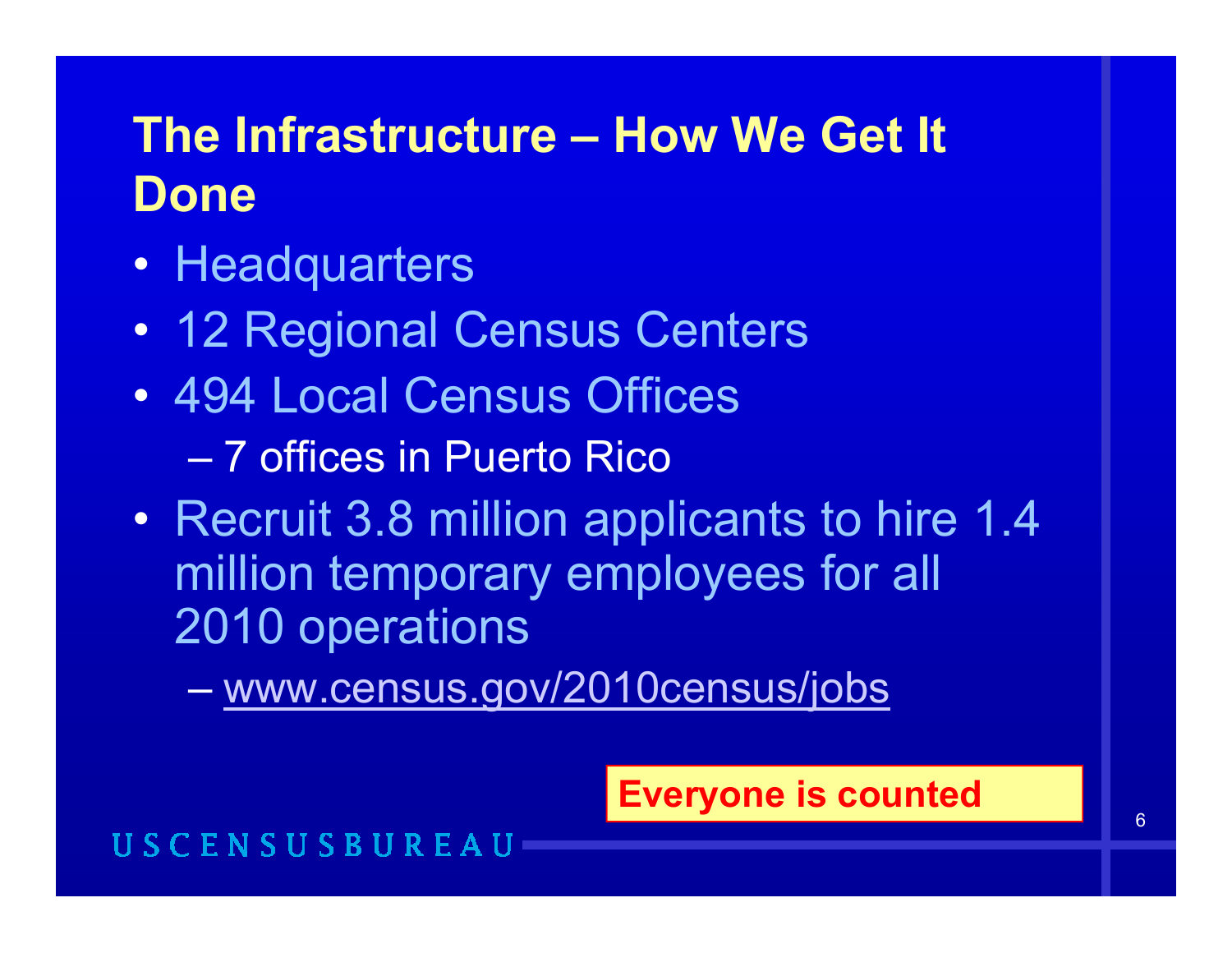# The Infrastructure – How We Get It Done

- Headquarters
- 12 Regional Census Centers
- 494 Local Census Offices
  - 7 offices in Puerto Rico
- Recruit 3.8 million applicants to hire 1.4 million temporary employees for all 2010 operations
  - www.census.gov/2010census/jobs

**Everyone is counted**

USCENSUSBUREAU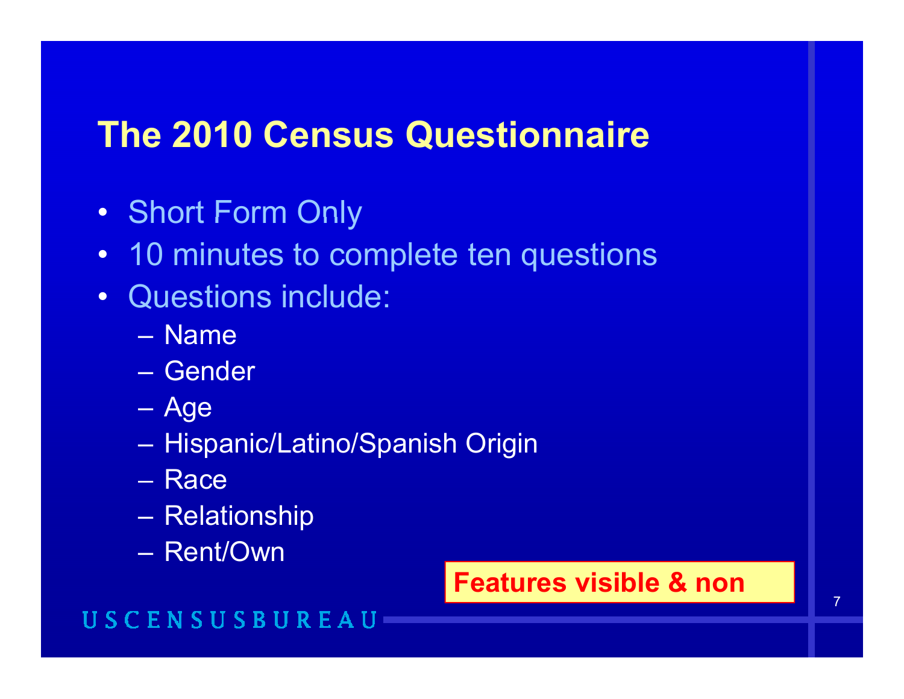# The 2010 Census Questionnaire

- Short Form Only
- 10 minutes to complete ten questions
- Questions include:
  - Name
  - Gender
  - Age
  - Hispanic/Latino/Spanish Origin
  - Race
  - Relationship
  - Rent/Own

**Features visible & non**

USCENSUSBUREAU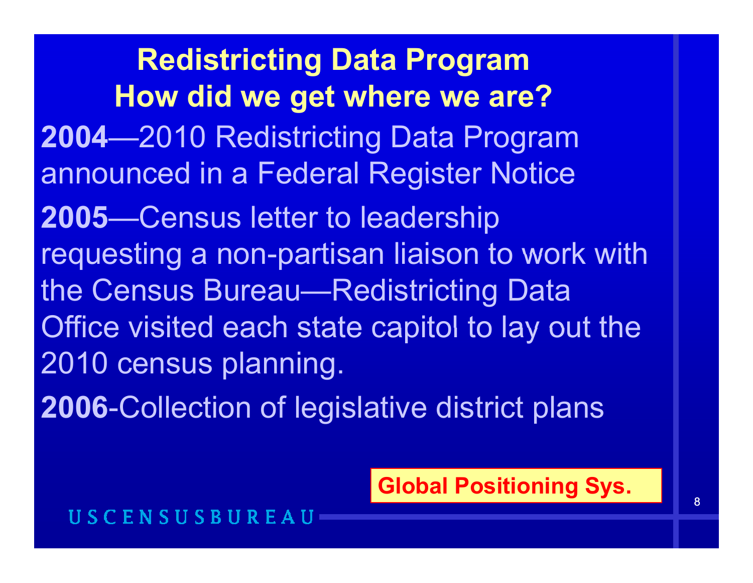# Redistricting Data Program
## How did we get where we are?

**2004**—2010 Redistricting Data Program announced in a Federal Register Notice

**2005**—Census letter to leadership requesting a non-partisan liaison to work with the Census Bureau—Redistricting Data Office visited each state capitol to lay out the 2010 census planning.

**2006**-Collection of legislative district plans

**Global Positioning Sys.**

USCENSUSBUREAU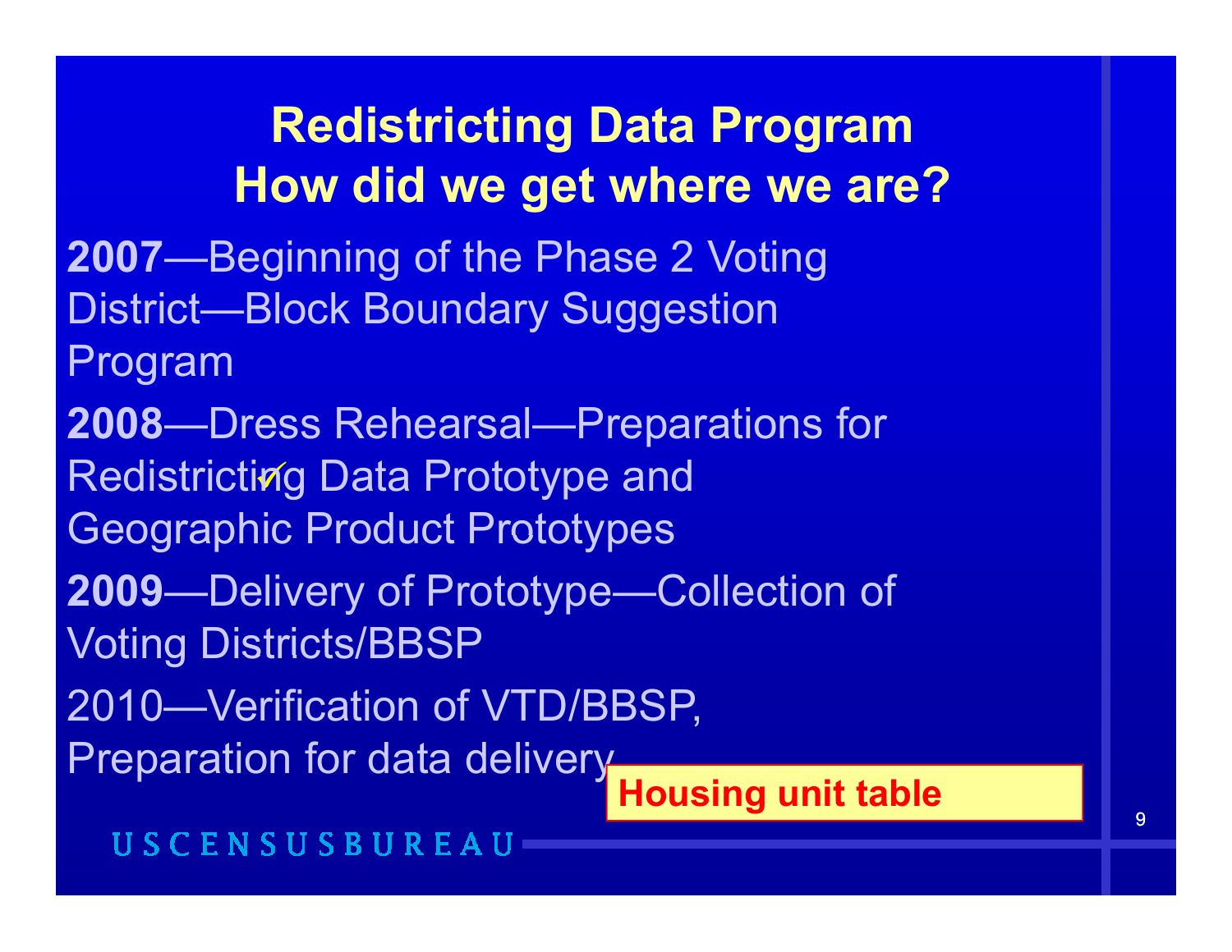# Redistricting Data Program
## How did we get where we are?

**2007**—Beginning of the Phase 2 Voting District—Block Boundary Suggestion Program

**2008**—Dress Rehearsal—Preparations for Redistricting Data Prototype and Geographic Product Prototypes ✓

**2009**—Delivery of Prototype—Collection of Voting Districts/BBSP

2010—Verification of VTD/BBSP, Preparation for data delivery

**Housing unit table**

U S C E N S U S B U R E A U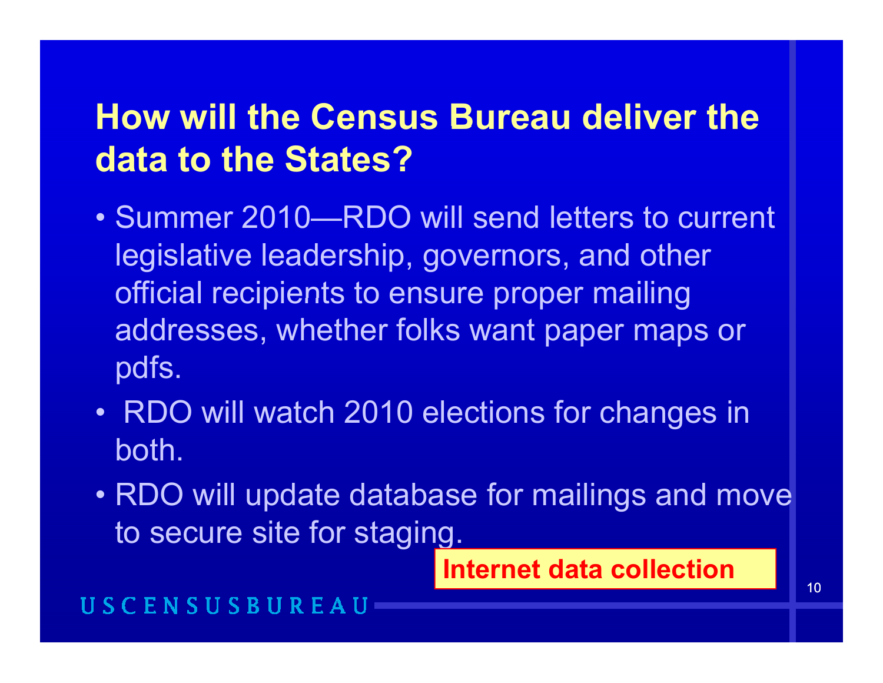# How will the Census Bureau deliver the data to the States?

- Summer 2010—RDO will send letters to current legislative leadership, governors, and other official recipients to ensure proper mailing addresses, whether folks want paper maps or pdfs.
- RDO will watch 2010 elections for changes in both.
- RDO will update database for mailings and move to secure site for staging.

**Internet data collection**

USCENSUSBUREAU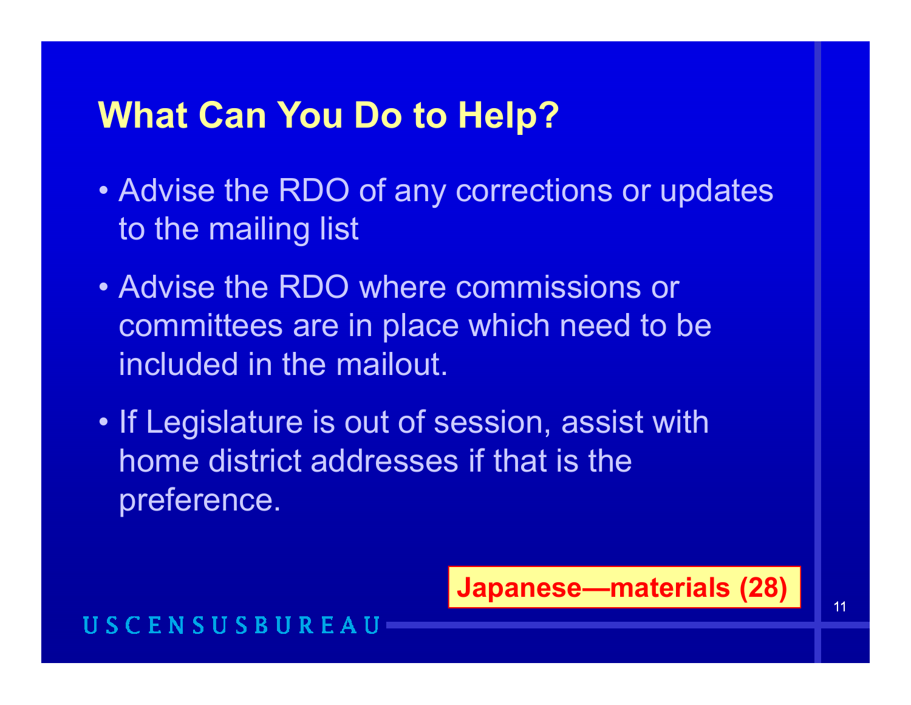## What Can You Do to Help?

- Advise the RDO of any corrections or updates to the mailing list
- Advise the RDO where commissions or committees are in place which need to be included in the mailout.
- If Legislature is out of session, assist with home district addresses if that is the preference.

**Japanese—materials (28)**

USCENSUSBUREAU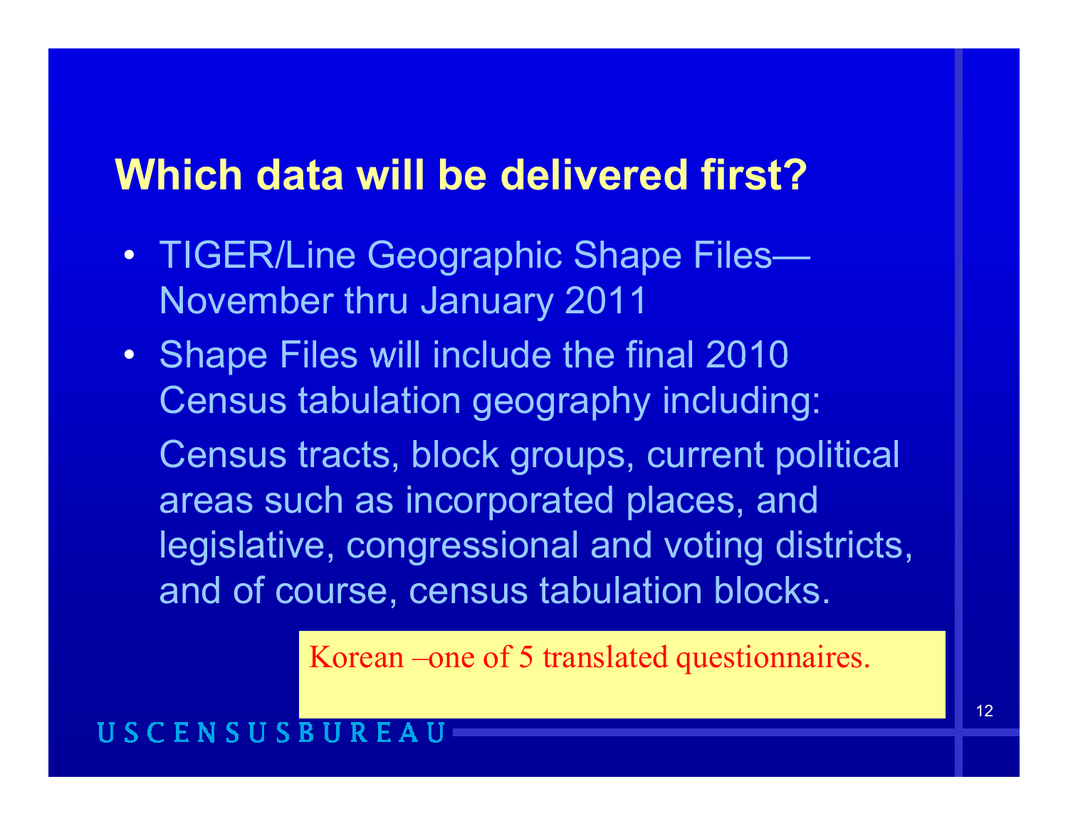## Which data will be delivered first?

- TIGER/Line Geographic Shape Files—November thru January 2011
- Shape Files will include the final 2010 Census tabulation geography including:

  Census tracts, block groups, current political areas such as incorporated places, and legislative, congressional and voting districts, and of course, census tabulation blocks.

Korean –one of 5 translated questionnaires.

USCENSUSBUREAU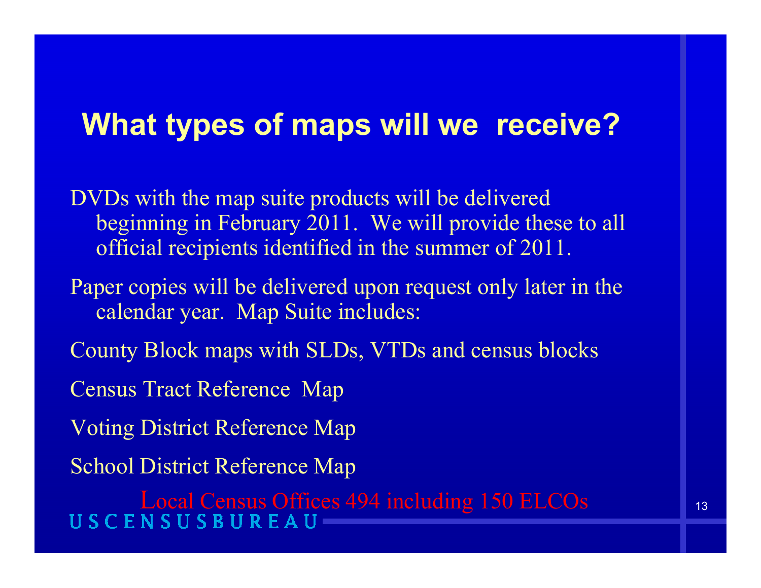# What types of maps will we receive?

DVDs with the map suite products will be delivered beginning in February 2011. We will provide these to all official recipients identified in the summer of 2011.

Paper copies will be delivered upon request only later in the calendar year. Map Suite includes:

County Block maps with SLDs, VTDs and census blocks

Census Tract Reference Map

Voting District Reference Map

School District Reference Map

Local Census Offices 494 including 150 ELCOs

USCENSUSBUREAU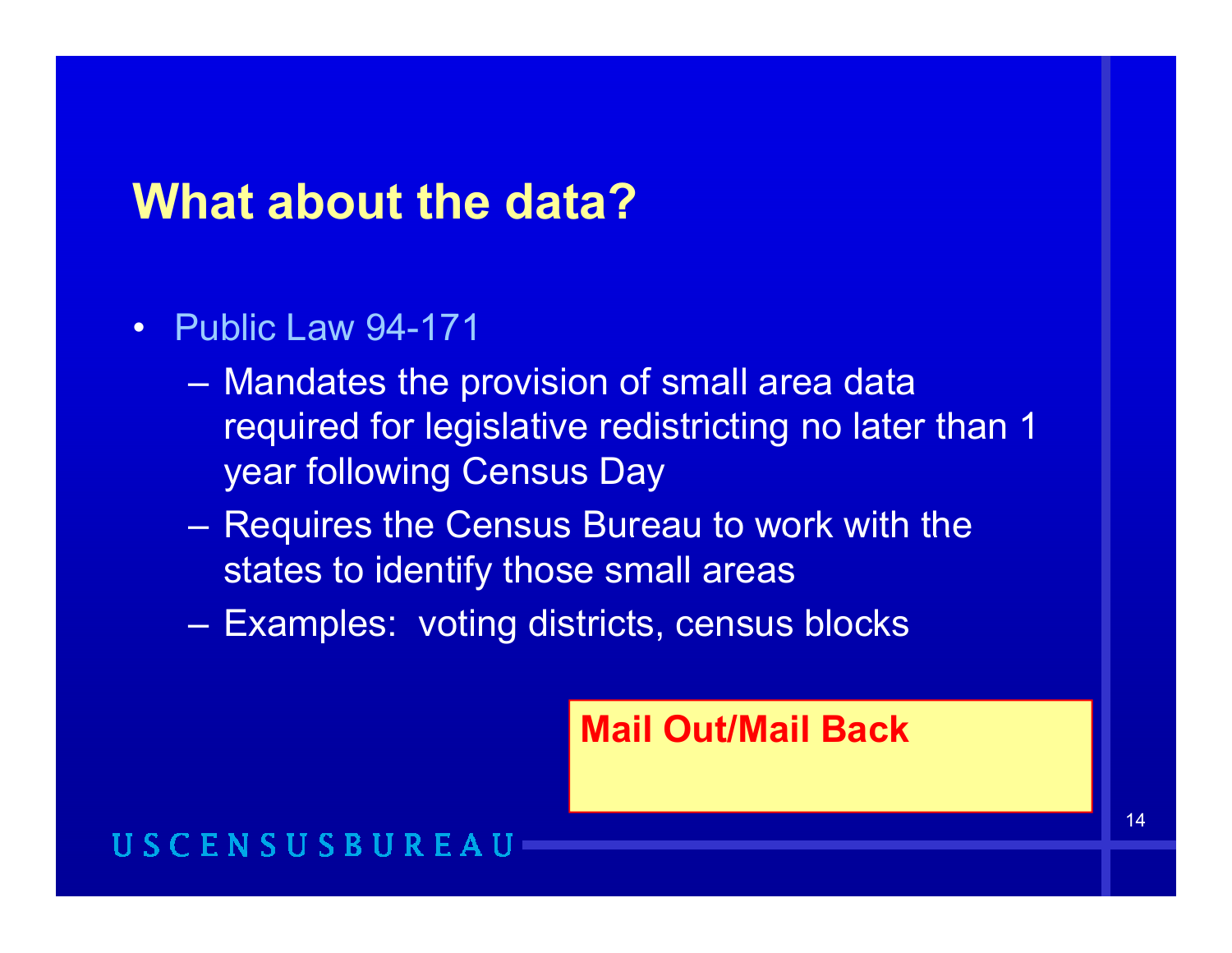## What about the data?

- Public Law 94-171
  - Mandates the provision of small area data required for legislative redistricting no later than 1 year following Census Day
  - Requires the Census Bureau to work with the states to identify those small areas
  - Examples: voting districts, census blocks

**Mail Out/Mail Back**

USCENSUSBUREAU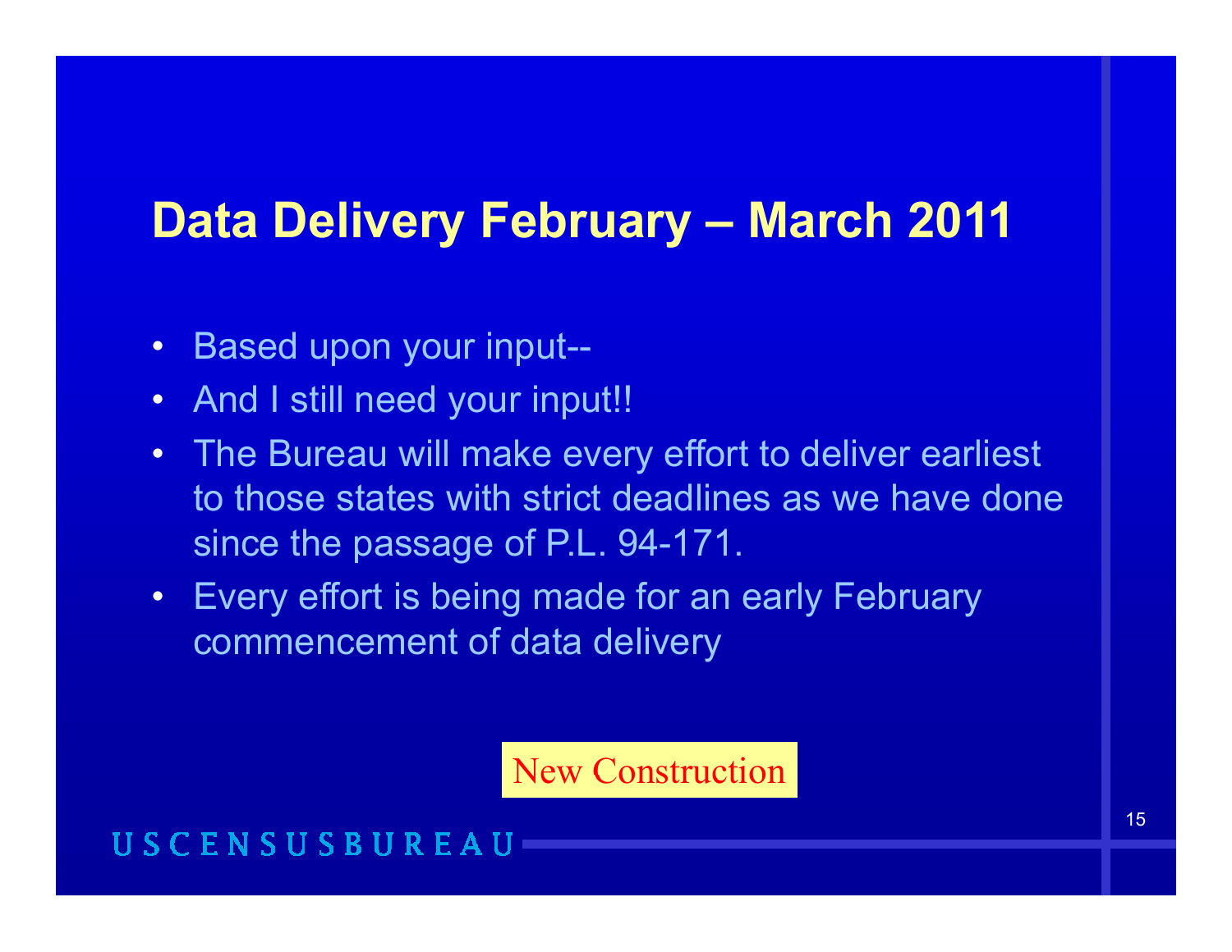# Data Delivery February – March 2011

- Based upon your input--
- And I still need your input!!
- The Bureau will make every effort to deliver earliest to those states with strict deadlines as we have done since the passage of P.L. 94-171.
- Every effort is being made for an early February commencement of data delivery

New Construction

USCENSUSBUREAU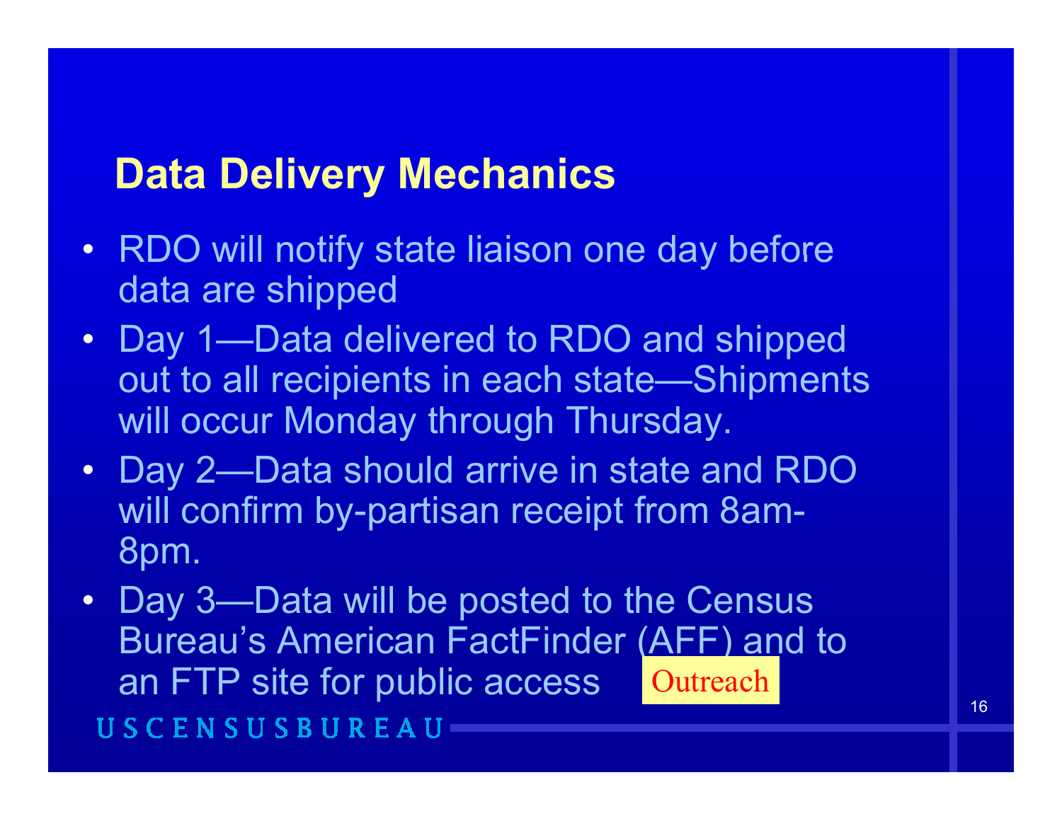## Data Delivery Mechanics

- RDO will notify state liaison one day before data are shipped
- Day 1—Data delivered to RDO and shipped out to all recipients in each state—Shipments will occur Monday through Thursday.
- Day 2—Data should arrive in state and RDO will confirm by-partisan receipt from 8am-8pm.
- Day 3—Data will be posted to the Census Bureau's American FactFinder (AFF) and to an FTP site for public access

Outreach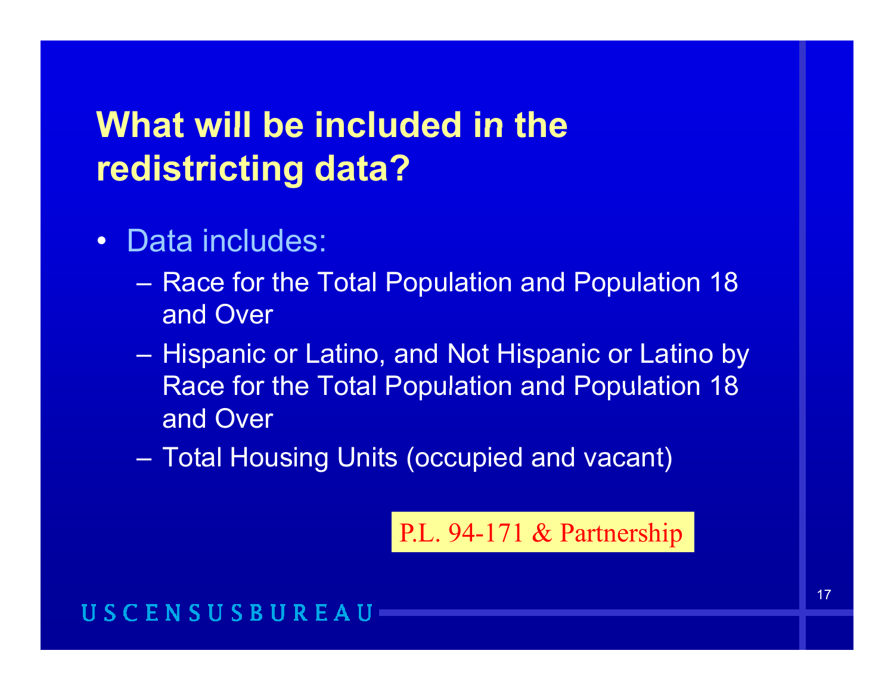# What will be included in the redistricting data?

- Data includes:
  - Race for the Total Population and Population 18 and Over
  - Hispanic or Latino, and Not Hispanic or Latino by Race for the Total Population and Population 18 and Over
  - Total Housing Units (occupied and vacant)

P.L. 94-171 & Partnership

USCENSUSBUREAU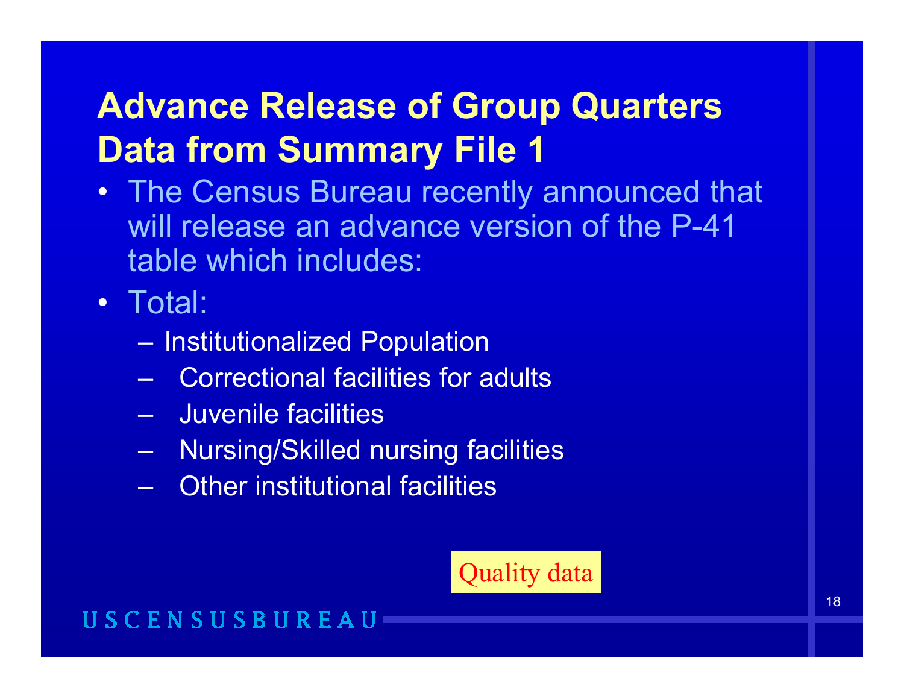# Advance Release of Group Quarters Data from Summary File 1

- The Census Bureau recently announced that will release an advance version of the P-41 table which includes:
- Total:
  - Institutionalized Population
  - Correctional facilities for adults
  - Juvenile facilities
  - Nursing/Skilled nursing facilities
  - Other institutional facilities

Quality data

USCENSUSBUREAU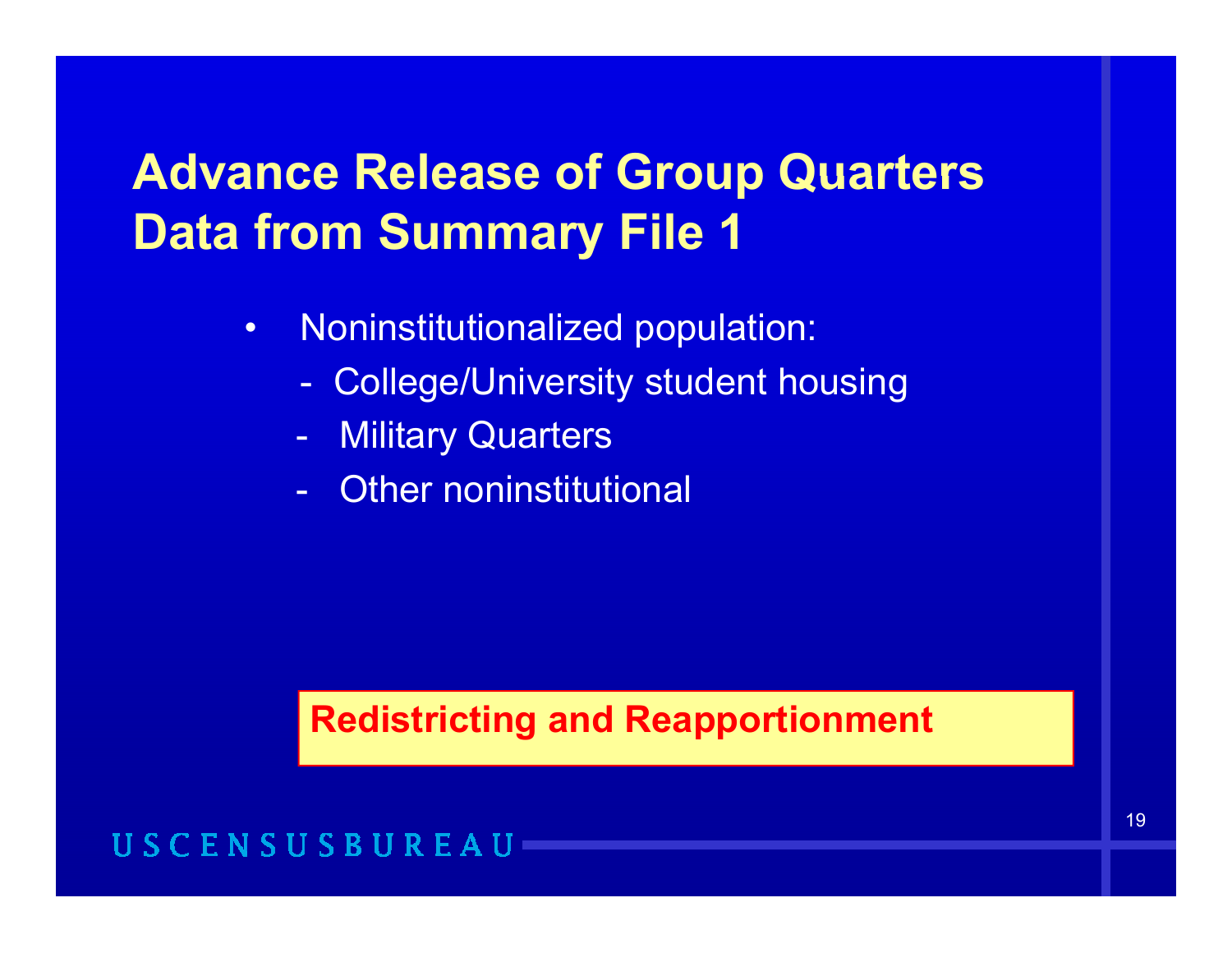# Advance Release of Group Quarters Data from Summary File 1

- Noninstitutionalized population:
  - College/University student housing
  - Military Quarters
  - Other noninstitutional

**Redistricting and Reapportionment**

USCENSUSBUREAU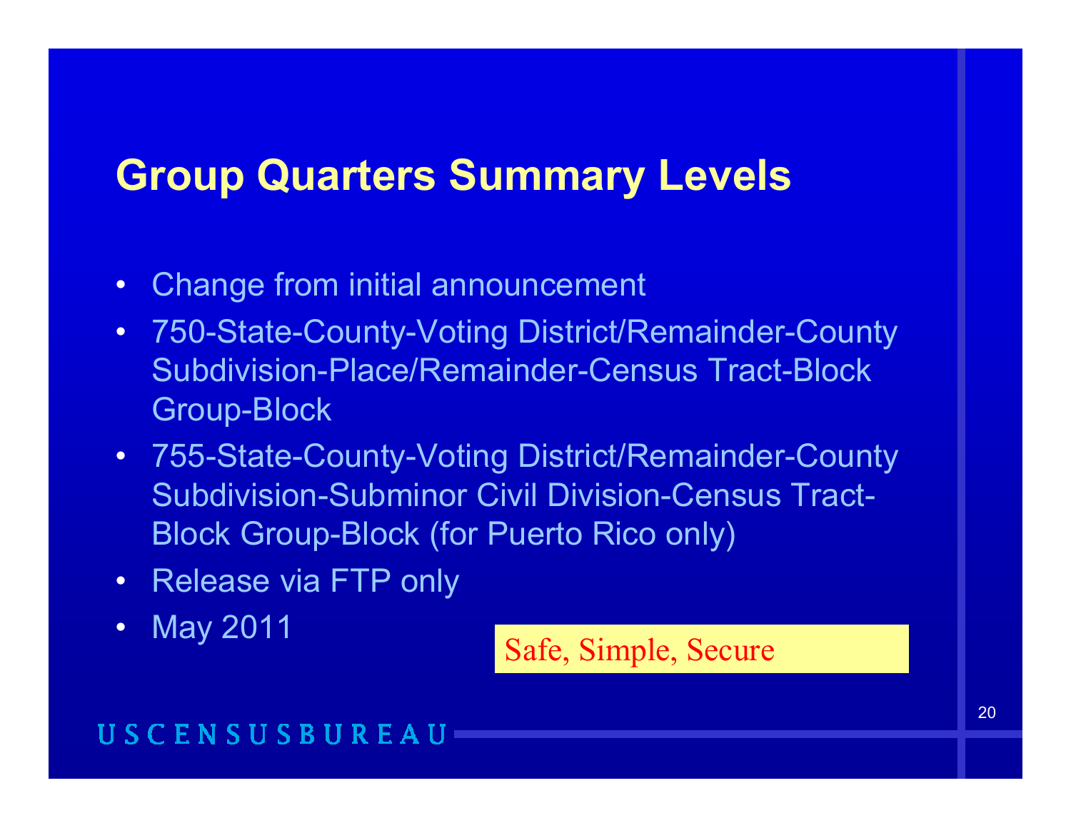# Group Quarters Summary Levels

- Change from initial announcement
- 750-State-County-Voting District/Remainder-County Subdivision-Place/Remainder-Census Tract-Block Group-Block
- 755-State-County-Voting District/Remainder-County Subdivision-Subminor Civil Division-Census Tract-Block Group-Block (for Puerto Rico only)
- Release via FTP only
- May 2011

Safe, Simple, Secure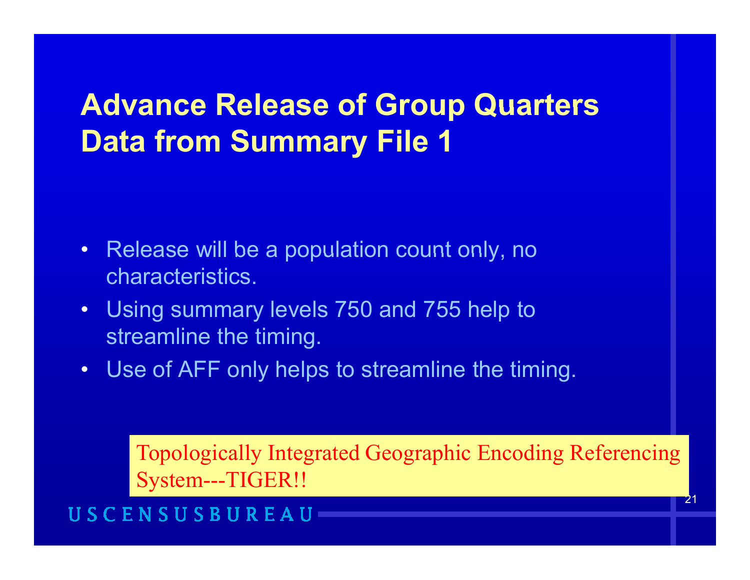# Advance Release of Group Quarters Data from Summary File 1

- Release will be a population count only, no characteristics.
- Using summary levels 750 and 755 help to streamline the timing.
- Use of AFF only helps to streamline the timing.

Topologically Integrated Geographic Encoding Referencing System---TIGER!!

USCENSUSBUREAU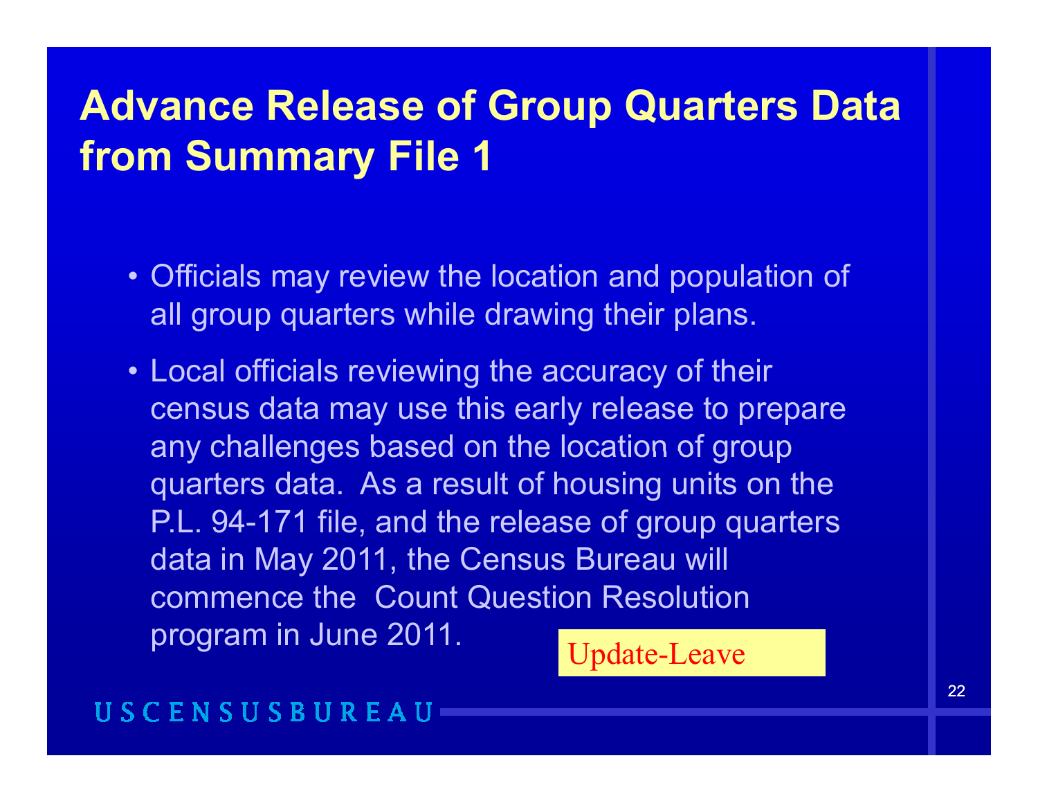# Advance Release of Group Quarters Data from Summary File 1

- Officials may review the location and population of all group quarters while drawing their plans.
- Local officials reviewing the accuracy of their census data may use this early release to prepare any challenges based on the location of group quarters data. As a result of housing units on the P.L. 94-171 file, and the release of group quarters data in May 2011, the Census Bureau will commence the Count Question Resolution program in June 2011.

Update-Leave

USCENSUSBUREAU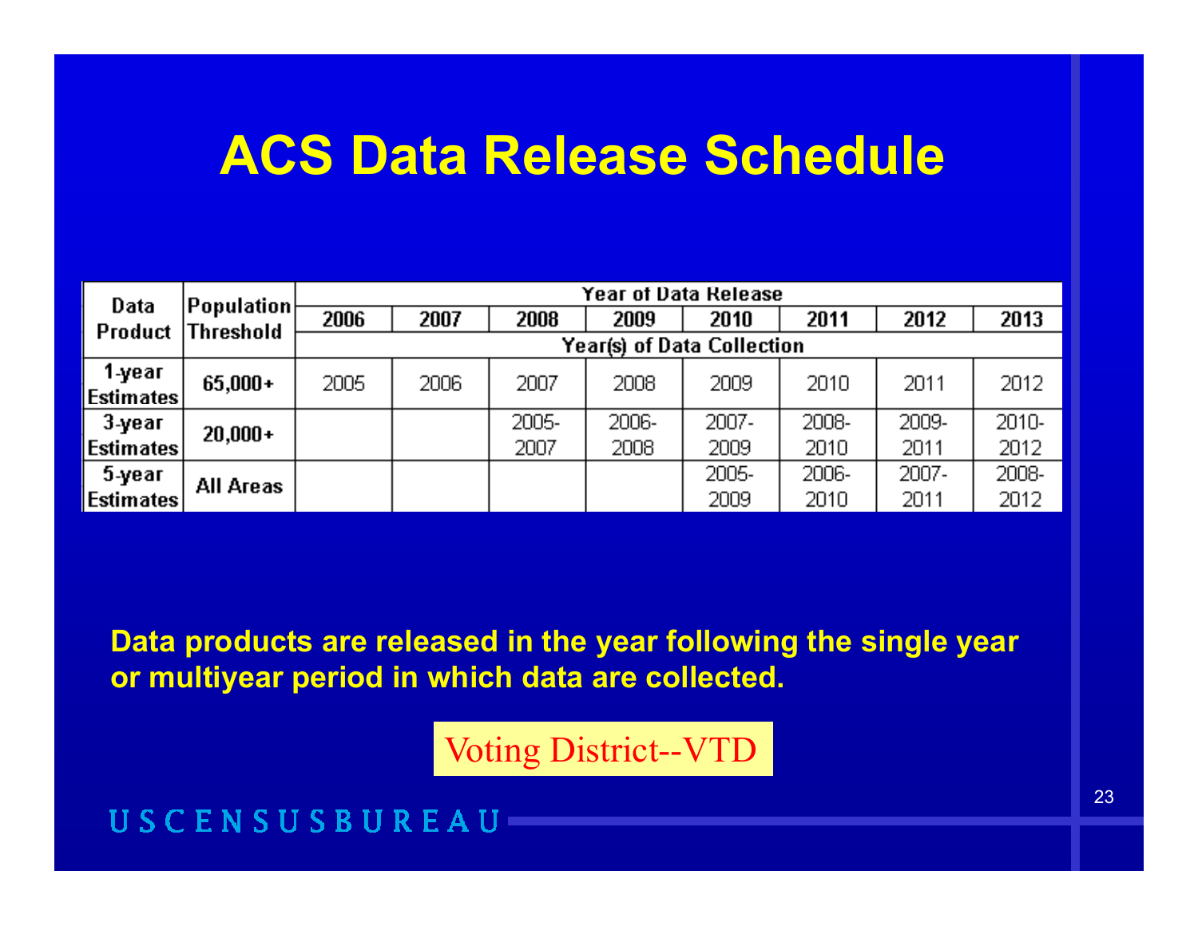# ACS Data Release Schedule

| Data Product | Population Threshold | Year of Data Release | | | | | | | |
|---|---|---|---|---|---|---|---|---|---|
| | | 2006 | 2007 | 2008 | 2009 | 2010 | 2011 | 2012 | 2013 |
| | | Year(s) of Data Collection | | | | | | | |
| 1-year Estimates | 65,000+ | 2005 | 2006 | 2007 | 2008 | 2009 | 2010 | 2011 | 2012 |
| 3-year Estimates | 20,000+ | | | 2005-2007 | 2006-2008 | 2007-2009 | 2008-2010 | 2009-2011 | 2010-2012 |
| 5-year Estimates | All Areas | | | | | 2005-2009 | 2006-2010 | 2007-2011 | 2008-2012 |

**Data products are released in the year following the single year or multiyear period in which data are collected.**

Voting District--VTD

USCENSUSBUREAU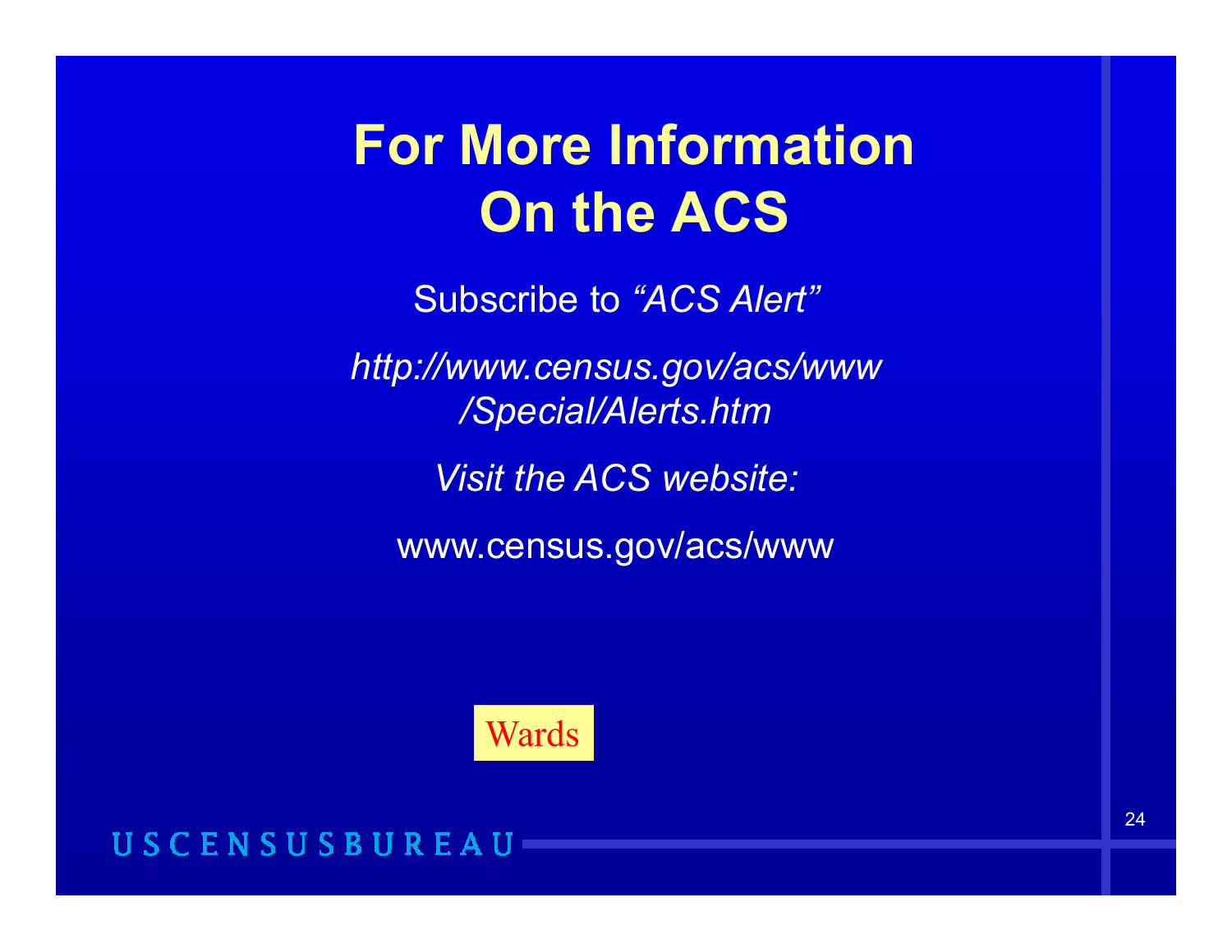# For More Information On the ACS

Subscribe to *"ACS Alert"*

*http://www.census.gov/acs/www/Special/Alerts.htm*

*Visit the ACS website:*

www.census.gov/acs/www

Wards

USCENSUSBUREAU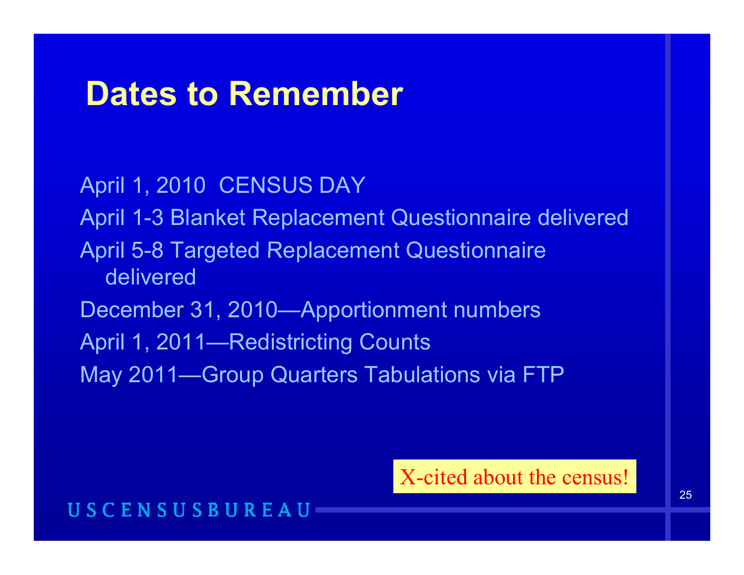# Dates to Remember

April 1, 2010  CENSUS DAY

April 1-3 Blanket Replacement Questionnaire delivered

April 5-8 Targeted Replacement Questionnaire delivered

December 31, 2010—Apportionment numbers

April 1, 2011—Redistricting Counts

May 2011—Group Quarters Tabulations via FTP

X-cited about the census!

USCENSUSBUREAU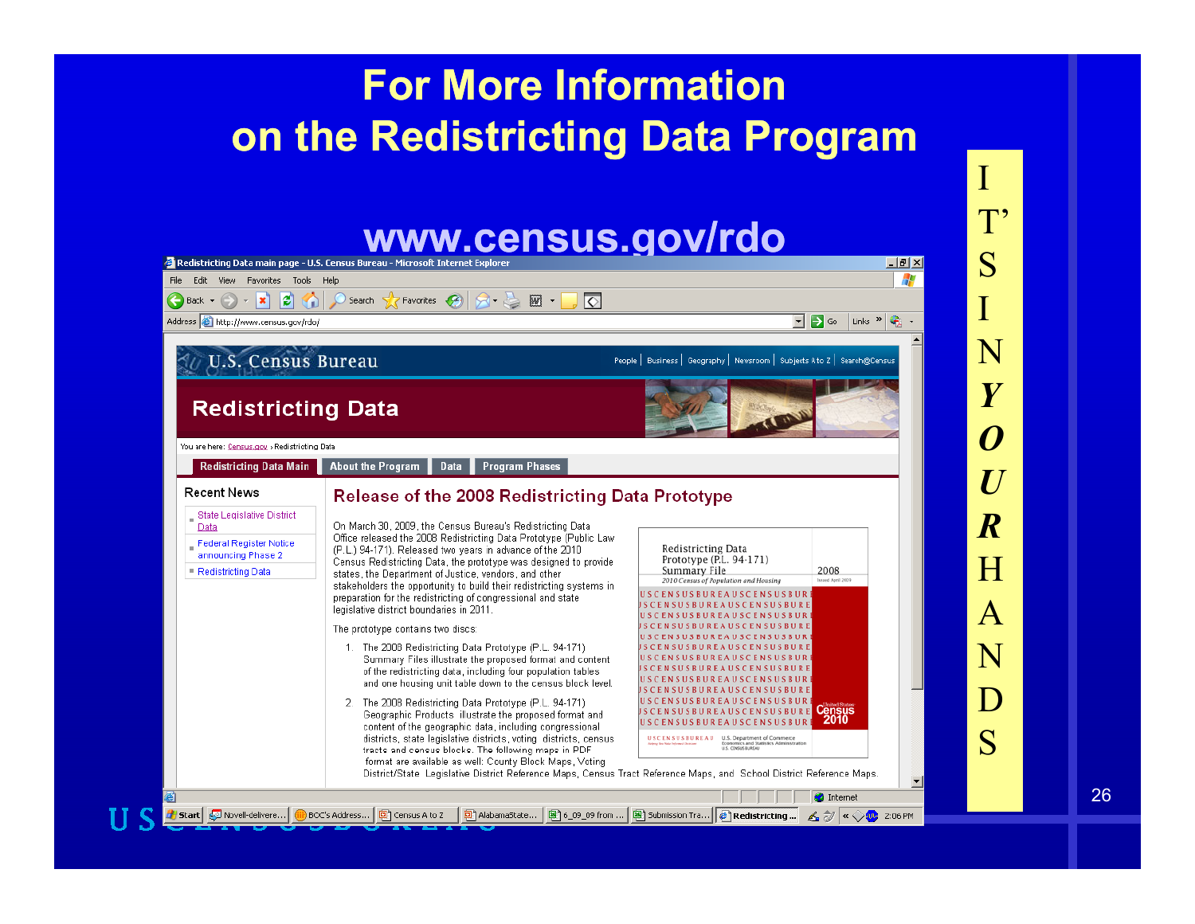# For More Information on the Redistricting Data Program

## www.census.gov/rdo

Redistricting Data main page - U.S. Census Bureau - Microsoft Internet Explorer

Address: http://www.census.gov/rdo/

U.S. Census Bureau

People | Business | Geography | Newsroom | Subjects A to Z | Search@Census

## Redistricting Data

You are here: Census.gov › Redistricting Data

Redistricting Data Main | About the Program | Data | Program Phases

### Recent News

- State Legislative District Data
- Federal Register Notice announcing Phase 2
- Redistricting Data

### Release of the 2008 Redistricting Data Prototype

On March 30, 2009, the Census Bureau's Redistricting Data Office released the 2008 Redistricting Data Prototype (Public Law (P.L.) 94-171). Released two years in advance of the 2010 Census Redistricting Data, the prototype was designed to provide states, the Department of Justice, vendors, and other stakeholders the opportunity to build their redistricting systems in preparation for the redistricting of congressional and state legislative district boundaries in 2011.

The prototype contains two discs:

1. The 2008 Redistricting Data Prototype (P.L. 94-171) Summary Files illustrate the proposed format and content of the redistricting data, including four population tables and one housing unit table down to the census block level.
2. The 2008 Redistricting Data Prototype (P.L. 94-171) Geographic Products illustrate the proposed format and content of the geographic data, including congressional districts, state legislative districts, voting districts, census tracts and census blocks. The following maps in PDF format are available as well: County Block Maps, Voting District/State Legislative District Reference Maps, Census Tract Reference Maps, and School District Reference Maps.

Redistricting Data Prototype (P.L. 94-171) Summary File 2008
2010 Census of Population and Housing

IT'S IN ***YOUR*** HANDS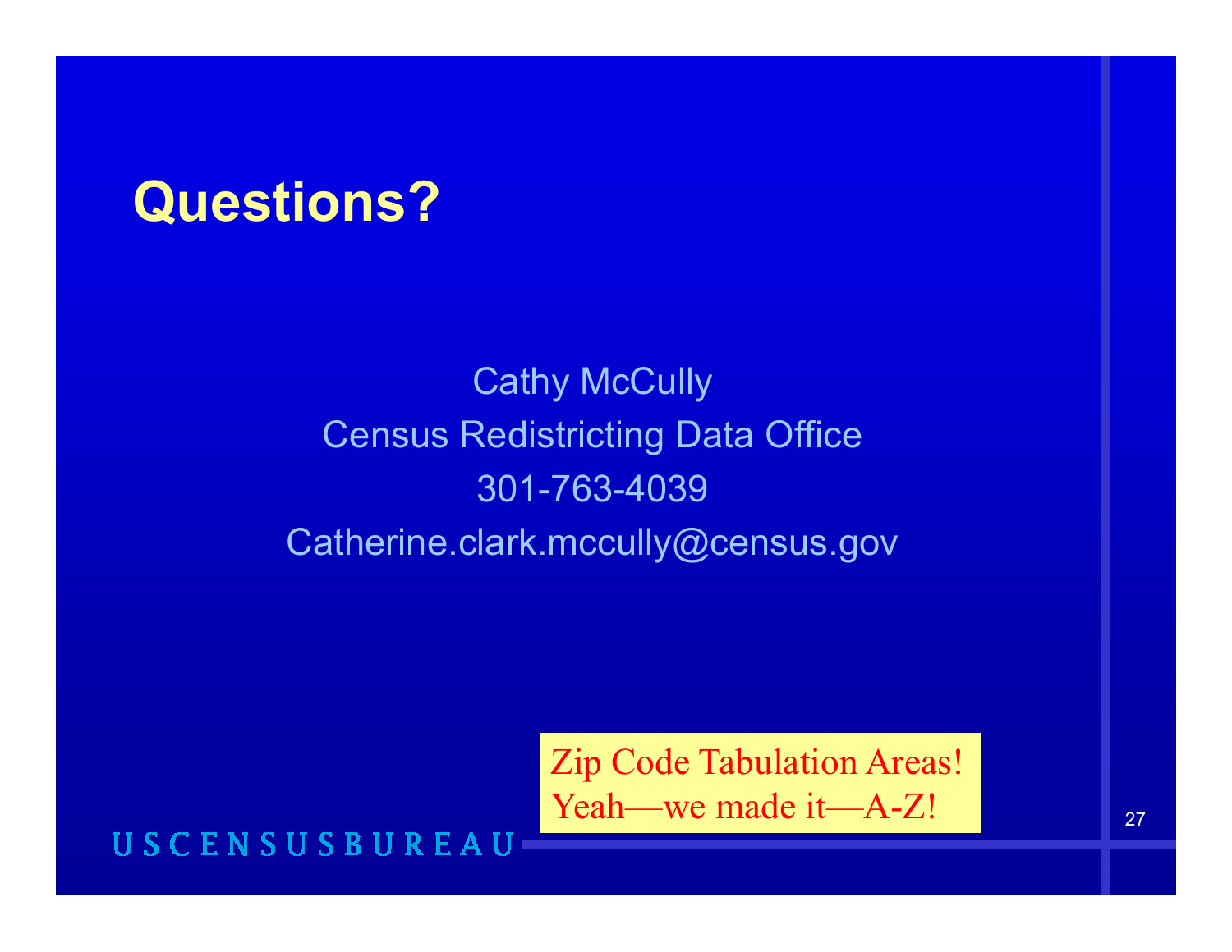# Questions?

Cathy McCully

Census Redistricting Data Office

301-763-4039

Catherine.clark.mccully@census.gov

Zip Code Tabulation Areas!
Yeah—we made it—A-Z!

USCENSUSBUREAU